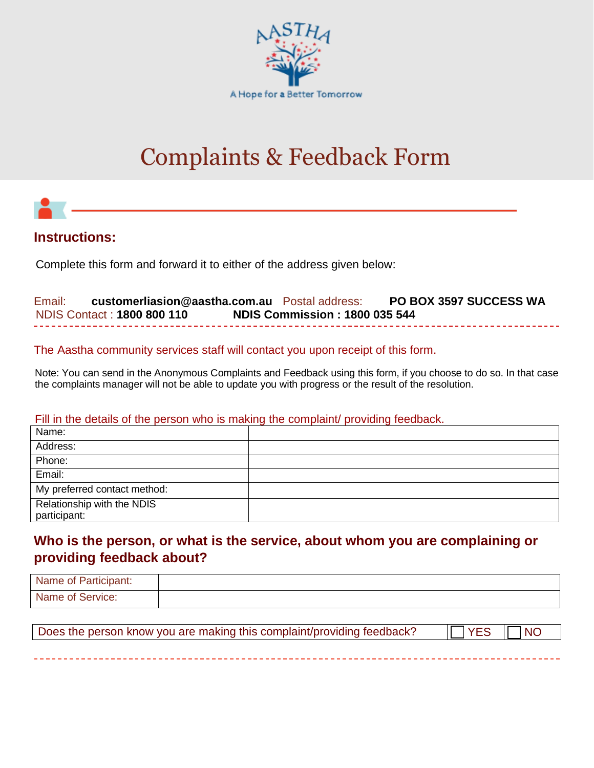AASTHA

A Hope for a Better Tomorrow

# Complaints & Feedback Form

## Instructions:

Complete this form and forward it to either of the address given below:

Email: **customerliasion@aastha.com.au** Postal address: **PO BOX 3597 SUCCESS WA**
NDIS Contact : **1800 800 110** **NDIS Commission : 1800 035 544**

The Aastha community services staff will contact you upon receipt of this form.

Note: You can send in the Anonymous Complaints and Feedback using this form, if you choose to do so. In that case the complaints manager will not be able to update you with progress or the result of the resolution.

Fill in the details of the person who is making the complaint/ providing feedback.

| | |
|---|---|
| Name: | |
| Address: | |
| Phone: | |
| Email: | |
| My preferred contact method: | |
| Relationship with the NDIS participant: | |

## Who is the person, or what is the service, about whom you are complaining or providing feedback about?

| | |
|---|---|
| Name of Participant: | |
| Name of Service: | |

| | | |
|---|---|---|
| Does the person know you are making this complaint/providing feedback? | ☐ YES | ☐ NO |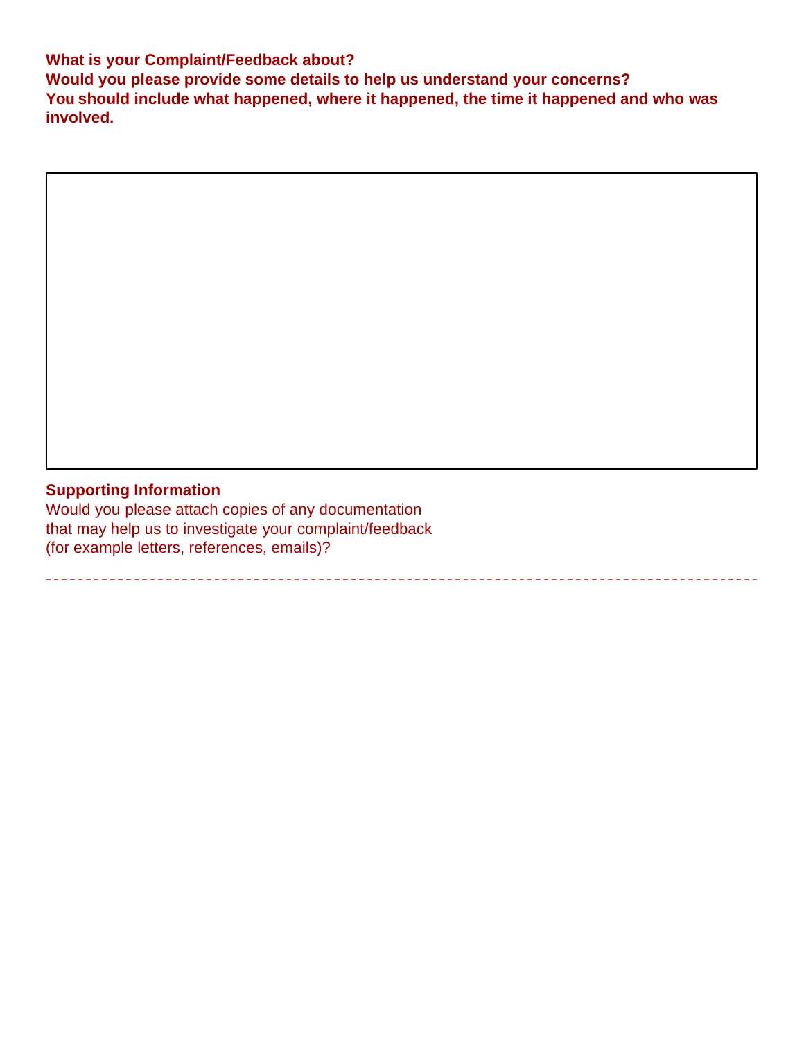**What is your Complaint/Feedback about?**
**Would you please provide some details to help us understand your concerns?**
**You should include what happened, where it happened, the time it happened and who was involved.**

**Supporting Information**

Would you please attach copies of any documentation
that may help us to investigate your complaint/feedback
(for example letters, references, emails)?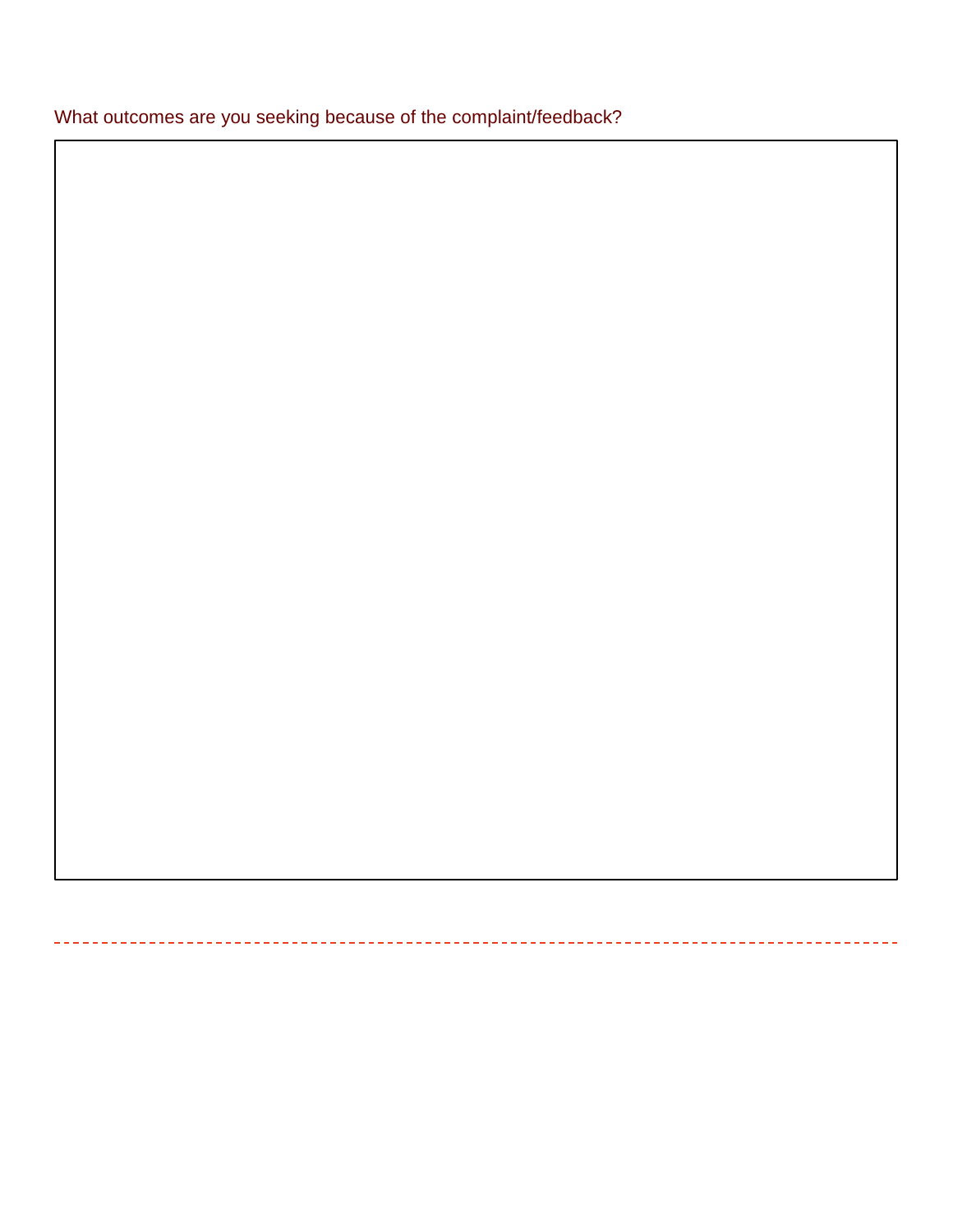What outcomes are you seeking because of the complaint/feedback?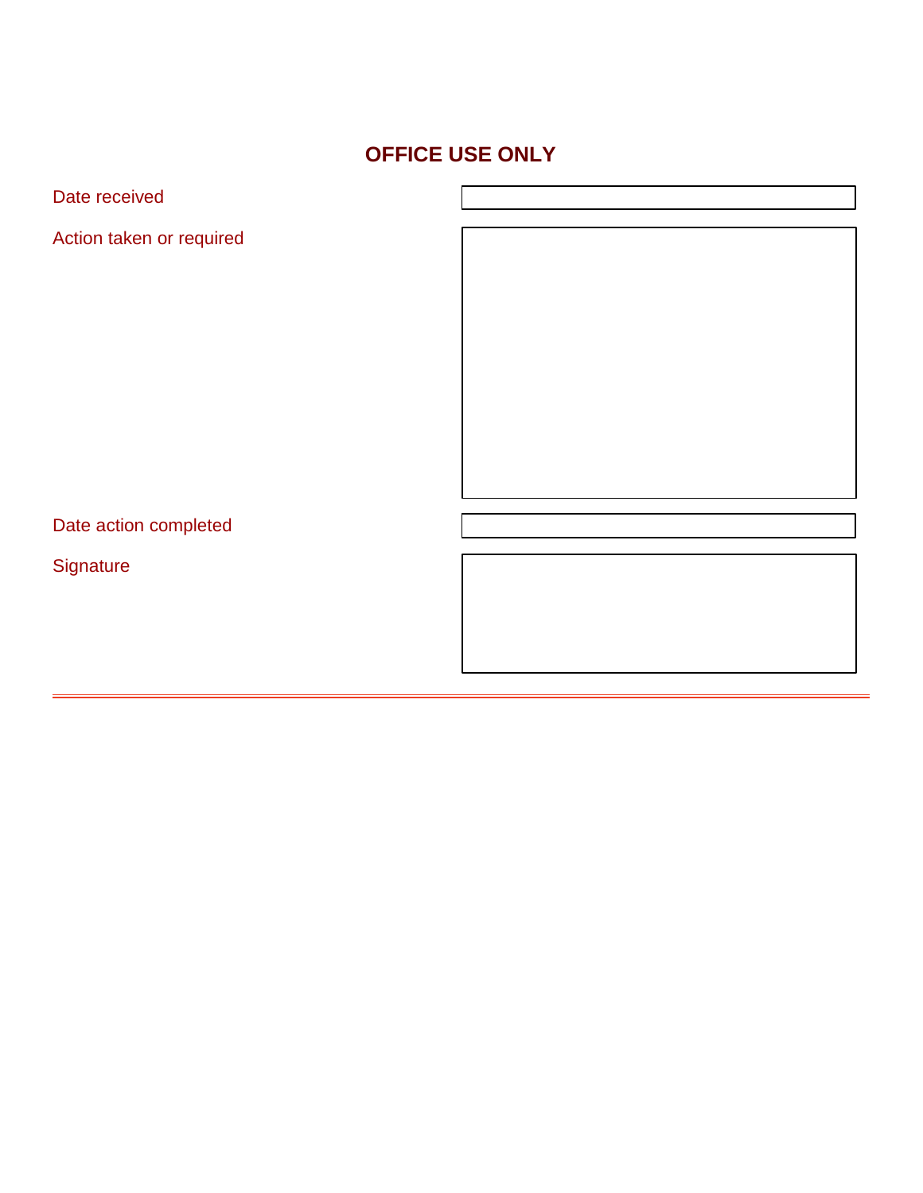## OFFICE USE ONLY

| | |
|---|---|
| Date received | |
| Action taken or required | |
| Date action completed | |
| Signature | |